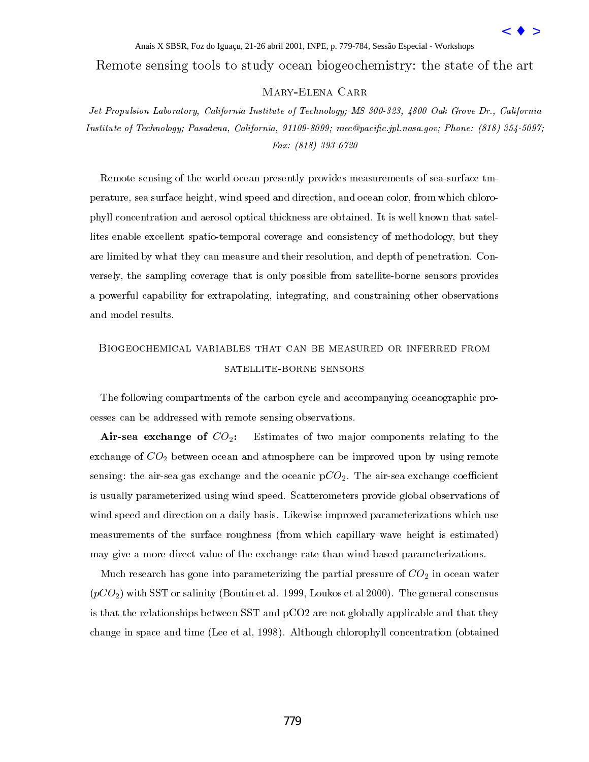# Remote sensing tools to study ocean biogeochemistry: the state of the art

Mary-Elena Carr

*Jet Propulsion Laboratory, California Institute of Technology; MS 300-323, 4800 Oak Grove Dr., California Institute of Technology; Pasadena, California, 91109-8099; mec@pacific.jpl.nasa.gov; Phone: (818) 354-5097; Fax: (818) 393-6720*

Remote sensing of the world ocean presently provides measurements of sea-surface tmperature, sea surface height, wind speed and direction, and ocean color, from which chlorophyll concentration and aerosol optical thickness are obtained. It is well known that satellites enable excellent spatio-temporal coverage and consistency of methodology, but they are limited by what they can measure and their resolution, and depth of penetration. Conversely, the sampling coverage that is only possible from satellite-borne sensors provides a powerful capability for extrapolating, integrating, and constraining other observations and model results.

## Biogeochemical variables that can be measured or inferred from satellite-borne sensors

The following compartments of the carbon cycle and accompanying oceanographic processes can be addressed with remote sensing observations.

**Air-sea exchange of $CO_2$:** Estimates of two major components relating to the exchange of $CO_2$ between ocean and atmosphere can be improved upon by using remote sensing: the air-sea gas exchange and the oceanic p$CO_2$. The air-sea exchange coefficient is usually parameterized using wind speed. Scatterometers provide global observations of wind speed and direction on a daily basis. Likewise improved parameterizations which use measurements of the surface roughness (from which capillary wave height is estimated) may give a more direct value of the exchange rate than wind-based parameterizations.

Much research has gone into parameterizing the partial pressure of $CO_2$ in ocean water ($pCO_2$) with SST or salinity (Boutin et al. 1999, Loukos et al 2000). The general consensus is that the relationships between SST and pCO2 are not globally applicable and that they change in space and time (Lee et al, 1998). Although chlorophyll concentration (obtained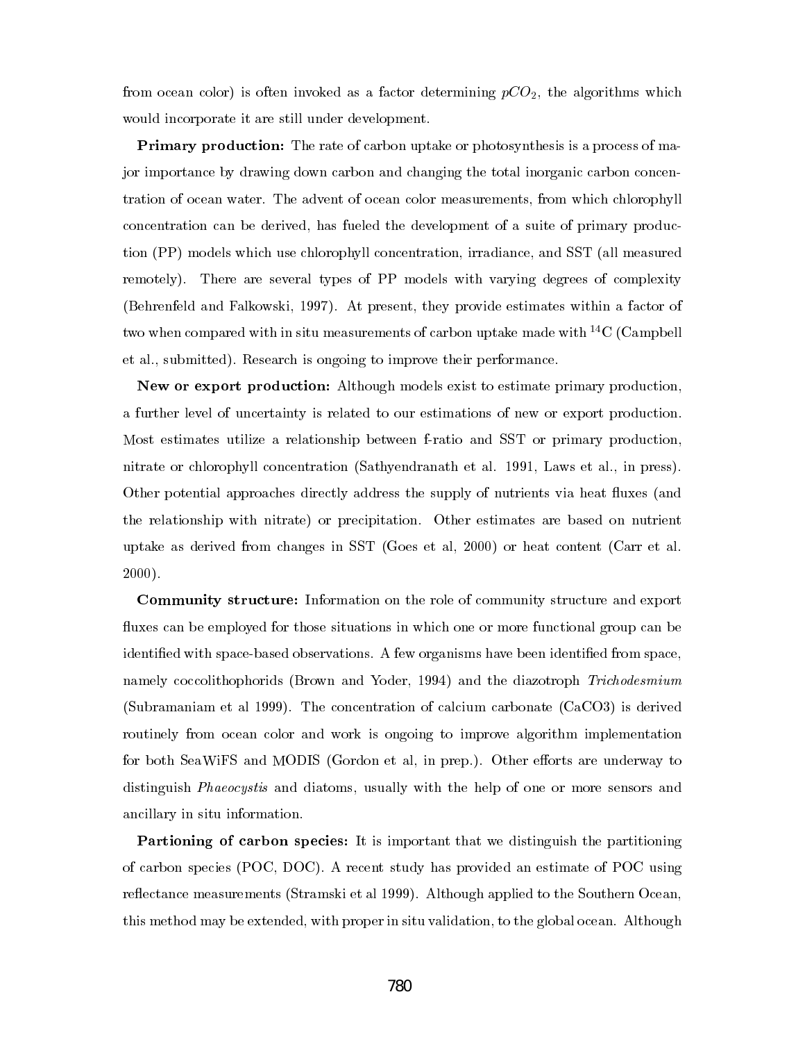from ocean color) is often invoked as a factor determining $pCO_2$, the algorithms which would incorporate it are still under development.

**Primary production:** The rate of carbon uptake or photosynthesis is a process of major importance by drawing down carbon and changing the total inorganic carbon concentration of ocean water. The advent of ocean color measurements, from which chlorophyll concentration can be derived, has fueled the development of a suite of primary production (PP) models which use chlorophyll concentration, irradiance, and SST (all measured remotely). There are several types of PP models with varying degrees of complexity (Behrenfeld and Falkowski, 1997). At present, they provide estimates within a factor of two when compared with in situ measurements of carbon uptake made with $^{14}C$ (Campbell et al., submitted). Research is ongoing to improve their performance.

**New or export production:** Although models exist to estimate primary production, a further level of uncertainty is related to our estimations of new or export production. Most estimates utilize a relationship between f-ratio and SST or primary production, nitrate or chlorophyll concentration (Sathyendranath et al. 1991, Laws et al., in press). Other potential approaches directly address the supply of nutrients via heat fluxes (and the relationship with nitrate) or precipitation. Other estimates are based on nutrient uptake as derived from changes in SST (Goes et al, 2000) or heat content (Carr et al. 2000).

**Community structure:** Information on the role of community structure and export fluxes can be employed for those situations in which one or more functional group can be identified with space-based observations. A few organisms have been identified from space, namely coccolithophorids (Brown and Yoder, 1994) and the diazotroph *Trichodesmium* (Subramaniam et al 1999). The concentration of calcium carbonate (CaCO3) is derived routinely from ocean color and work is ongoing to improve algorithm implementation for both SeaWiFS and MODIS (Gordon et al, in prep.). Other efforts are underway to distinguish *Phaeocystis* and diatoms, usually with the help of one or more sensors and ancillary in situ information.

**Partioning of carbon species:** It is important that we distinguish the partitioning of carbon species (POC, DOC). A recent study has provided an estimate of POC using reflectance measurements (Stramski et al 1999). Although applied to the Southern Ocean, this method may be extended, with proper in situ validation, to the global ocean. Although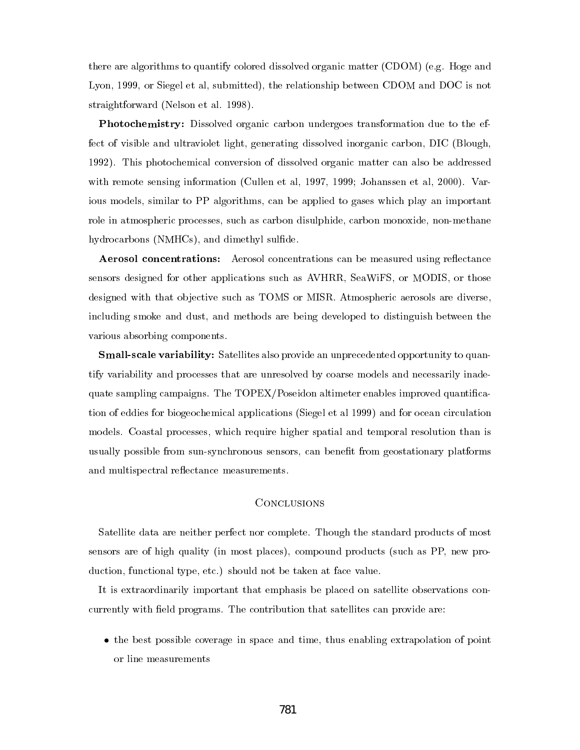there are algorithms to quantify colored dissolved organic matter (CDOM) (e.g. Hoge and Lyon, 1999, or Siegel et al, submitted), the relationship between CDOM and DOC is not straightforward (Nelson et al. 1998).

**Photochemistry:** Dissolved organic carbon undergoes transformation due to the effect of visible and ultraviolet light, generating dissolved inorganic carbon, DIC (Blough, 1992). This photochemical conversion of dissolved organic matter can also be addressed with remote sensing information (Cullen et al, 1997, 1999; Johanssen et al, 2000). Various models, similar to PP algorithms, can be applied to gases which play an important role in atmospheric processes, such as carbon disulphide, carbon monoxide, non-methane hydrocarbons (NMHCs), and dimethyl sulfide.

**Aerosol concentrations:** Aerosol concentrations can be measured using reflectance sensors designed for other applications such as AVHRR, SeaWiFS, or MODIS, or those designed with that objective such as TOMS or MISR. Atmospheric aerosols are diverse, including smoke and dust, and methods are being developed to distinguish between the various absorbing components.

**Small-scale variability:** Satellites also provide an unprecedented opportunity to quantify variability and processes that are unresolved by coarse models and necessarily inadequate sampling campaigns. The TOPEX/Poseidon altimeter enables improved quantification of eddies for biogeochemical applications (Siegel et al 1999) and for ocean circulation models. Coastal processes, which require higher spatial and temporal resolution than is usually possible from sun-synchronous sensors, can benefit from geostationary platforms and multispectral reflectance measurements.

## Conclusions

Satellite data are neither perfect nor complete. Though the standard products of most sensors are of high quality (in most places), compound products (such as PP, new production, functional type, etc.) should not be taken at face value.

It is extraordinarily important that emphasis be placed on satellite observations concurrently with field programs. The contribution that satellites can provide are:

- the best possible coverage in space and time, thus enabling extrapolation of point or line measurements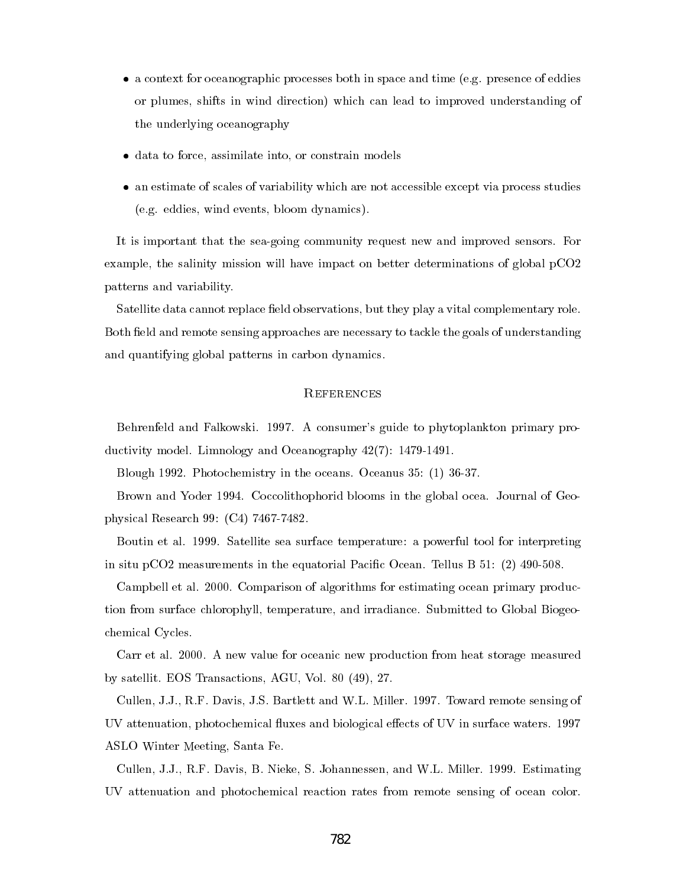- a context for oceanographic processes both in space and time (e.g. presence of eddies or plumes, shifts in wind direction) which can lead to improved understanding of the underlying oceanography
- data to force, assimilate into, or constrain models
- an estimate of scales of variability which are not accessible except via process studies (e.g. eddies, wind events, bloom dynamics).

It is important that the sea-going community request new and improved sensors. For example, the salinity mission will have impact on better determinations of global pCO2 patterns and variability.

Satellite data cannot replace field observations, but they play a vital complementary role. Both field and remote sensing approaches are necessary to tackle the goals of understanding and quantifying global patterns in carbon dynamics.

## References

Behrenfeld and Falkowski. 1997. A consumer's guide to phytoplankton primary productivity model. Limnology and Oceanography 42(7): 1479-1491.

Blough 1992. Photochemistry in the oceans. Oceanus 35: (1) 36-37.

Brown and Yoder 1994. Coccolithophorid blooms in the global ocea. Journal of Geophysical Research 99: (C4) 7467-7482.

Boutin et al. 1999. Satellite sea surface temperature: a powerful tool for interpreting in situ pCO2 measurements in the equatorial Pacific Ocean. Tellus B 51: (2) 490-508.

Campbell et al. 2000. Comparison of algorithms for estimating ocean primary production from surface chlorophyll, temperature, and irradiance. Submitted to Global Biogeochemical Cycles.

Carr et al. 2000. A new value for oceanic new production from heat storage measured by satellit. EOS Transactions, AGU, Vol. 80 (49), 27.

Cullen, J.J., R.F. Davis, J.S. Bartlett and W.L. Miller. 1997. Toward remote sensing of UV attenuation, photochemical fluxes and biological effects of UV in surface waters. 1997 ASLO Winter Meeting, Santa Fe.

Cullen, J.J., R.F. Davis, B. Nieke, S. Johannessen, and W.L. Miller. 1999. Estimating UV attenuation and photochemical reaction rates from remote sensing of ocean color.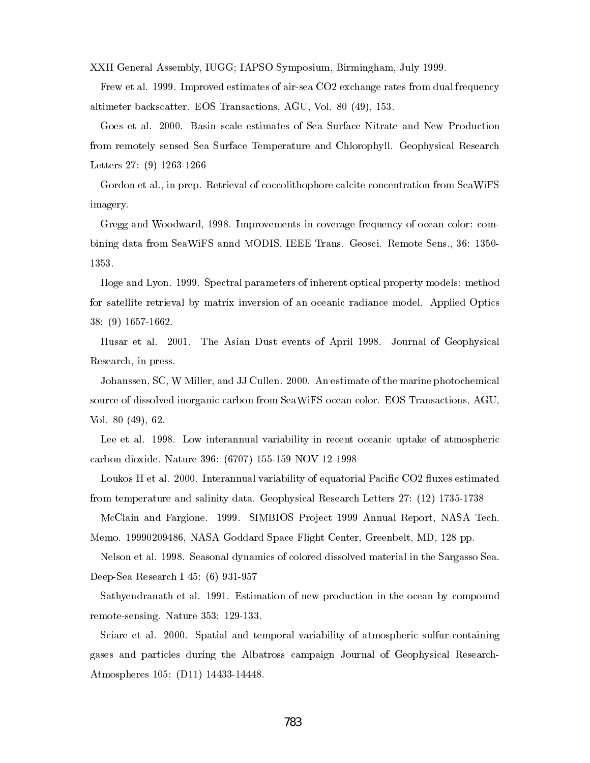XXII General Assembly, IUGG; IAPSO Symposium, Birmingham, July 1999.

Frew et al. 1999. Improved estimates of air-sea $CO_2$ exchange rates from dual frequency altimeter backscatter. EOS Transactions, AGU, Vol. 80 (49), 153.

Goes et al. 2000. Basin scale estimates of Sea Surface Nitrate and New Production from remotely sensed Sea Surface Temperature and Chlorophyll. Geophysical Research Letters 27: (9) 1263-1266

Gordon et al., in prep. Retrieval of coccolithophore calcite concentration from SeaWiFS imagery.

Gregg and Woodward, 1998. Improvements in coverage frequency of ocean color: combining data from SeaWiFS annd MODIS. IEEE Trans. Geosci. Remote Sens., 36: 1350-1353.

Hoge and Lyon. 1999. Spectral parameters of inherent optical property models: method for satellite retrieval by matrix inversion of an oceanic radiance model. Applied Optics 38: (9) 1657-1662.

Husar et al. 2001. The Asian Dust events of April 1998. Journal of Geophysical Research, in press.

Johanssen, SC, W Miller, and JJ Cullen. 2000. An estimate of the marine photochemical source of dissolved inorganic carbon from SeaWiFS ocean color. EOS Transactions, AGU, Vol. 80 (49), 62.

Lee et al. 1998. Low interannual variability in recent oceanic uptake of atmospheric carbon dioxide. Nature 396: (6707) 155-159 NOV 12 1998

Loukos H et al. 2000. Interannual variability of equatorial Pacific $CO_2$ fluxes estimated from temperature and salinity data. Geophysical Research Letters 27: (12) 1735-1738

McClain and Fargione. 1999. SIMBIOS Project 1999 Annual Report, NASA Tech. Memo. 19990209486, NASA Goddard Space Flight Center, Greenbelt, MD, 128 pp.

Nelson et al. 1998. Seasonal dynamics of colored dissolved material in the Sargasso Sea. Deep-Sea Research I 45: (6) 931-957

Sathyendranath et al. 1991. Estimation of new production in the ocean by compound remote-sensing. Nature 353: 129-133.

Sciare et al. 2000. Spatial and temporal variability of atmospheric sulfur-containing gases and particles during the Albatross campaign Journal of Geophysical Research-Atmospheres 105: (D11) 14433-14448.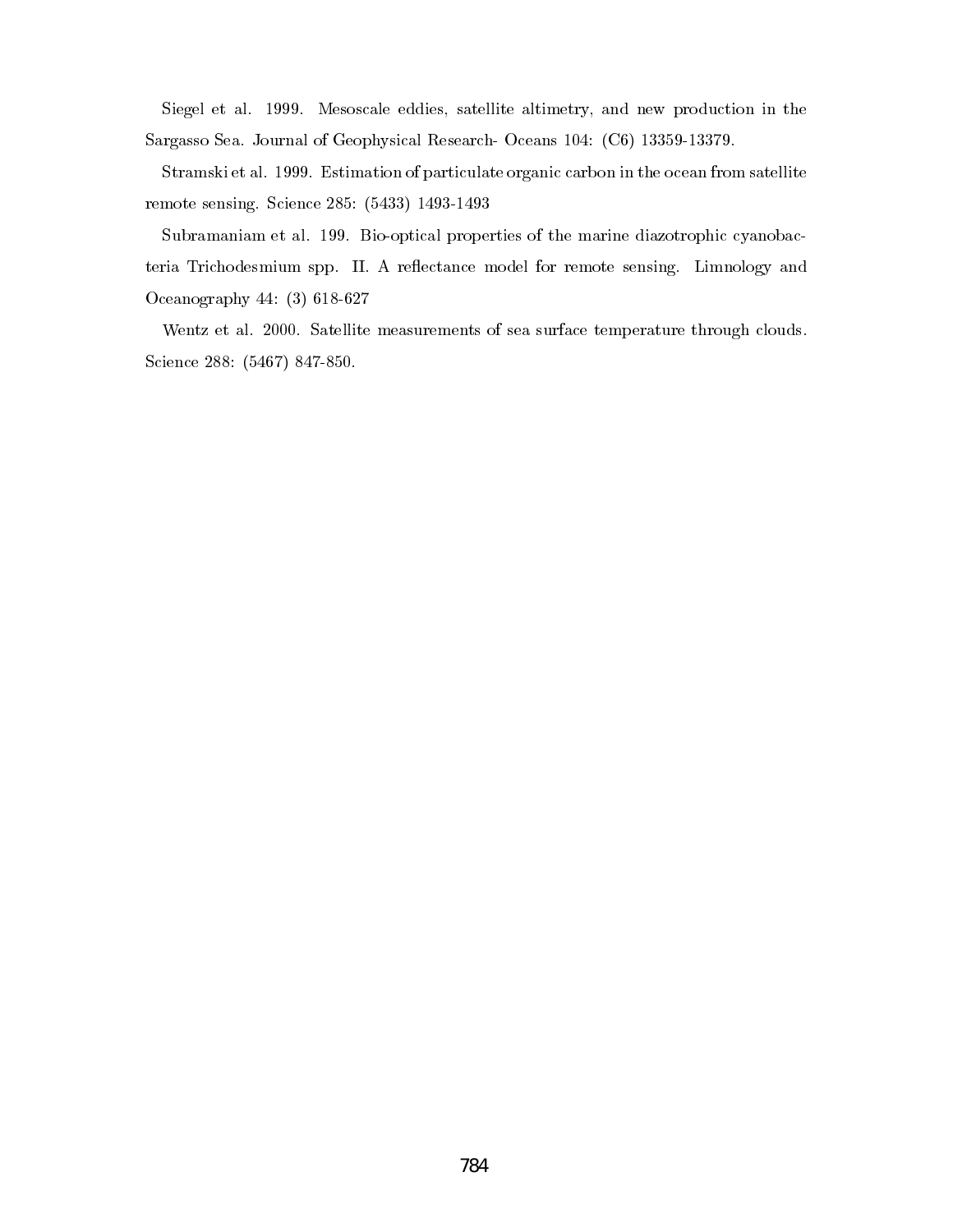Siegel et al. 1999. Mesoscale eddies, satellite altimetry, and new production in the Sargasso Sea. Journal of Geophysical Research- Oceans 104: (C6) 13359-13379.

Stramski et al. 1999. Estimation of particulate organic carbon in the ocean from satellite remote sensing. Science 285: (5433) 1493-1493

Subramaniam et al. 199. Bio-optical properties of the marine diazotrophic cyanobacteria Trichodesmium spp. II. A reflectance model for remote sensing. Limnology and Oceanography 44: (3) 618-627

Wentz et al. 2000. Satellite measurements of sea surface temperature through clouds. Science 288: (5467) 847-850.